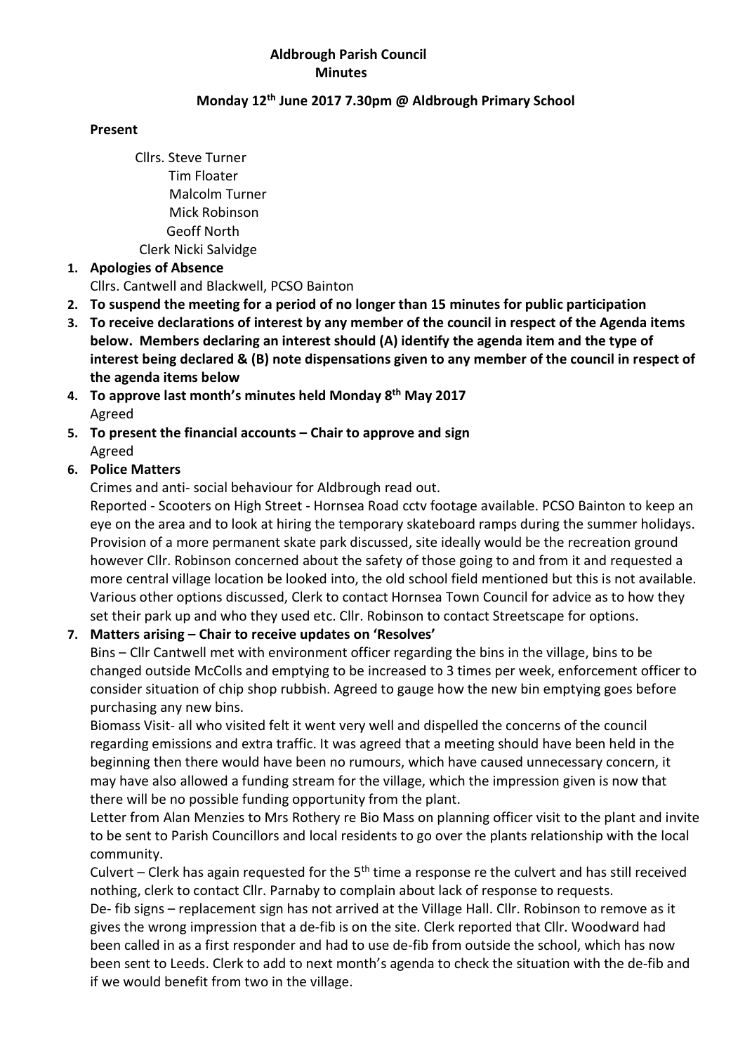**Aldbrough Parish Council**
**Minutes**

**Monday 12th June 2017 7.30pm @ Aldbrough Primary School**

**Present**

Cllrs. Steve Turner
Tim Floater
Malcolm Turner
Mick Robinson
Geoff North
Clerk Nicki Salvidge

1. **Apologies of Absence**
   Cllrs. Cantwell and Blackwell, PCSO Bainton
2. **To suspend the meeting for a period of no longer than 15 minutes for public participation**
3. **To receive declarations of interest by any member of the council in respect of the Agenda items below. Members declaring an interest should (A) identify the agenda item and the type of interest being declared & (B) note dispensations given to any member of the council in respect of the agenda items below**
4. **To approve last month's minutes held Monday 8th May 2017**
   Agreed
5. **To present the financial accounts – Chair to approve and sign**
   Agreed
6. **Police Matters**
   Crimes and anti- social behaviour for Aldbrough read out.
   Reported - Scooters on High Street - Hornsea Road cctv footage available. PCSO Bainton to keep an eye on the area and to look at hiring the temporary skateboard ramps during the summer holidays. Provision of a more permanent skate park discussed, site ideally would be the recreation ground however Cllr. Robinson concerned about the safety of those going to and from it and requested a more central village location be looked into, the old school field mentioned but this is not available. Various other options discussed, Clerk to contact Hornsea Town Council for advice as to how they set their park up and who they used etc. Cllr. Robinson to contact Streetscape for options.
7. **Matters arising – Chair to receive updates on 'Resolves'**
   Bins – Cllr Cantwell met with environment officer regarding the bins in the village, bins to be changed outside McColls and emptying to be increased to 3 times per week, enforcement officer to consider situation of chip shop rubbish. Agreed to gauge how the new bin emptying goes before purchasing any new bins.
   Biomass Visit- all who visited felt it went very well and dispelled the concerns of the council regarding emissions and extra traffic. It was agreed that a meeting should have been held in the beginning then there would have been no rumours, which have caused unnecessary concern, it may have also allowed a funding stream for the village, which the impression given is now that there will be no possible funding opportunity from the plant.
   Letter from Alan Menzies to Mrs Rothery re Bio Mass on planning officer visit to the plant and invite to be sent to Parish Councillors and local residents to go over the plants relationship with the local community.
   Culvert – Clerk has again requested for the 5th time a response re the culvert and has still received nothing, clerk to contact Cllr. Parnaby to complain about lack of response to requests.
   De- fib signs – replacement sign has not arrived at the Village Hall. Cllr. Robinson to remove as it gives the wrong impression that a de-fib is on the site. Clerk reported that Cllr. Woodward had been called in as a first responder and had to use de-fib from outside the school, which has now been sent to Leeds. Clerk to add to next month's agenda to check the situation with the de-fib and if we would benefit from two in the village.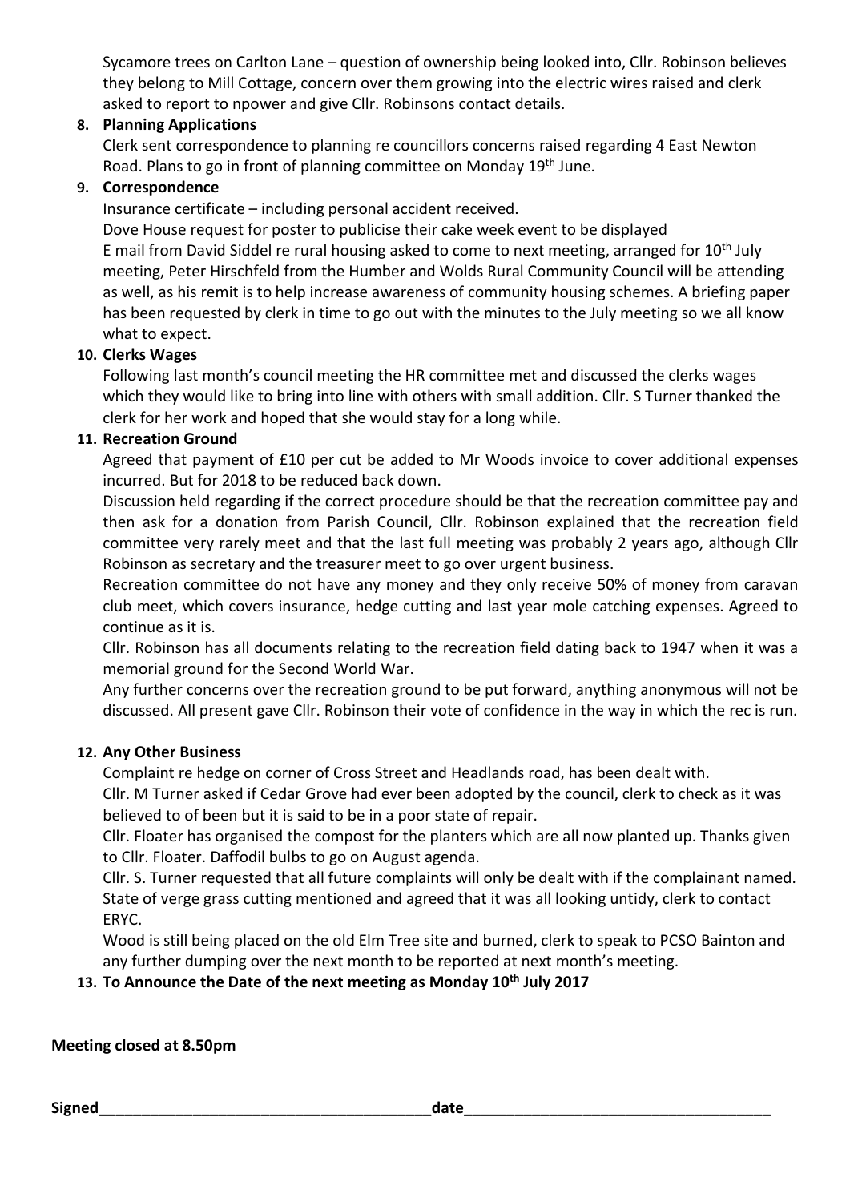Sycamore trees on Carlton Lane – question of ownership being looked into, Cllr. Robinson believes they belong to Mill Cottage, concern over them growing into the electric wires raised and clerk asked to report to npower and give Cllr. Robinsons contact details.

**8. Planning Applications**

Clerk sent correspondence to planning re councillors concerns raised regarding 4 East Newton Road. Plans to go in front of planning committee on Monday 19th June.

**9. Correspondence**

Insurance certificate – including personal accident received.

Dove House request for poster to publicise their cake week event to be displayed

E mail from David Siddel re rural housing asked to come to next meeting, arranged for 10th July meeting, Peter Hirschfeld from the Humber and Wolds Rural Community Council will be attending as well, as his remit is to help increase awareness of community housing schemes. A briefing paper has been requested by clerk in time to go out with the minutes to the July meeting so we all know what to expect.

**10. Clerks Wages**

Following last month's council meeting the HR committee met and discussed the clerks wages which they would like to bring into line with others with small addition. Cllr. S Turner thanked the clerk for her work and hoped that she would stay for a long while.

**11. Recreation Ground**

Agreed that payment of £10 per cut be added to Mr Woods invoice to cover additional expenses incurred. But for 2018 to be reduced back down.

Discussion held regarding if the correct procedure should be that the recreation committee pay and then ask for a donation from Parish Council, Cllr. Robinson explained that the recreation field committee very rarely meet and that the last full meeting was probably 2 years ago, although Cllr Robinson as secretary and the treasurer meet to go over urgent business.

Recreation committee do not have any money and they only receive 50% of money from caravan club meet, which covers insurance, hedge cutting and last year mole catching expenses. Agreed to continue as it is.

Cllr. Robinson has all documents relating to the recreation field dating back to 1947 when it was a memorial ground for the Second World War.

Any further concerns over the recreation ground to be put forward, anything anonymous will not be discussed. All present gave Cllr. Robinson their vote of confidence in the way in which the rec is run.

**12. Any Other Business**

Complaint re hedge on corner of Cross Street and Headlands road, has been dealt with.

Cllr. M Turner asked if Cedar Grove had ever been adopted by the council, clerk to check as it was believed to of been but it is said to be in a poor state of repair.

Cllr. Floater has organised the compost for the planters which are all now planted up. Thanks given to Cllr. Floater. Daffodil bulbs to go on August agenda.

Cllr. S. Turner requested that all future complaints will only be dealt with if the complainant named.

State of verge grass cutting mentioned and agreed that it was all looking untidy, clerk to contact ERYC.

Wood is still being placed on the old Elm Tree site and burned, clerk to speak to PCSO Bainton and any further dumping over the next month to be reported at next month's meeting.

**13. To Announce the Date of the next meeting as Monday 10th July 2017**

**Meeting closed at 8.50pm**

**Signed**\_\_\_\_\_\_\_\_\_\_\_\_\_\_\_\_\_\_\_\_\_\_\_\_\_\_\_\_\_\_\_\_\_\_\_\_\_\_**date**\_\_\_\_\_\_\_\_\_\_\_\_\_\_\_\_\_\_\_\_\_\_\_\_\_\_\_\_\_\_\_\_\_\_\_\_